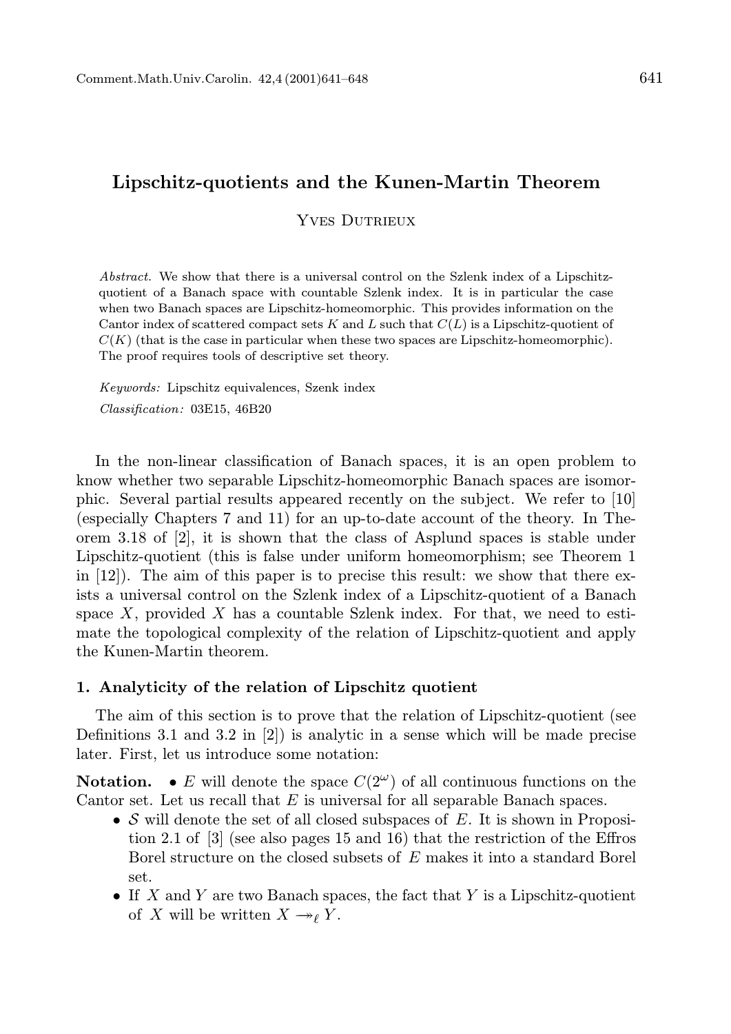# Lipschitz-quotients and the Kunen-Martin Theorem

Yves Dutrieux

*Abstract.* We show that there is a universal control on the Szlenk index of a Lipschitz-quotient of a Banach space with countable Szlenk index. It is in particular the case when two Banach spaces are Lipschitz-homeomorphic. This provides information on the Cantor index of scattered compact sets $K$ and $L$ such that $C(L)$ is a Lipschitz-quotient of $C(K)$ (that is the case in particular when these two spaces are Lipschitz-homeomorphic). The proof requires tools of descriptive set theory.

*Keywords:* Lipschitz equivalences, Szenk index

*Classification:* 03E15, 46B20

In the non-linear classification of Banach spaces, it is an open problem to know whether two separable Lipschitz-homeomorphic Banach spaces are isomorphic. Several partial results appeared recently on the subject. We refer to [10] (especially Chapters 7 and 11) for an up-to-date account of the theory. In Theorem 3.18 of [2], it is shown that the class of Asplund spaces is stable under Lipschitz-quotient (this is false under uniform homeomorphism; see Theorem 1 in [12]). The aim of this paper is to precise this result: we show that there exists a universal control on the Szlenk index of a Lipschitz-quotient of a Banach space $X$, provided $X$ has a countable Szlenk index. For that, we need to estimate the topological complexity of the relation of Lipschitz-quotient and apply the Kunen-Martin theorem.

## 1. Analyticity of the relation of Lipschitz quotient

The aim of this section is to prove that the relation of Lipschitz-quotient (see Definitions 3.1 and 3.2 in [2]) is analytic in a sense which will be made precise later. First, let us introduce some notation:

**Notation.**

- $E$ will denote the space $C(2^\omega)$ of all continuous functions on the Cantor set. Let us recall that $E$ is universal for all separable Banach spaces.
- $\mathcal{S}$ will denote the set of all closed subspaces of $E$. It is shown in Proposition 2.1 of [3] (see also pages 15 and 16) that the restriction of the Effros Borel structure on the closed subsets of $E$ makes it into a standard Borel set.
- If $X$ and $Y$ are two Banach spaces, the fact that $Y$ is a Lipschitz-quotient of $X$ will be written $X \twoheadrightarrow_\ell Y$.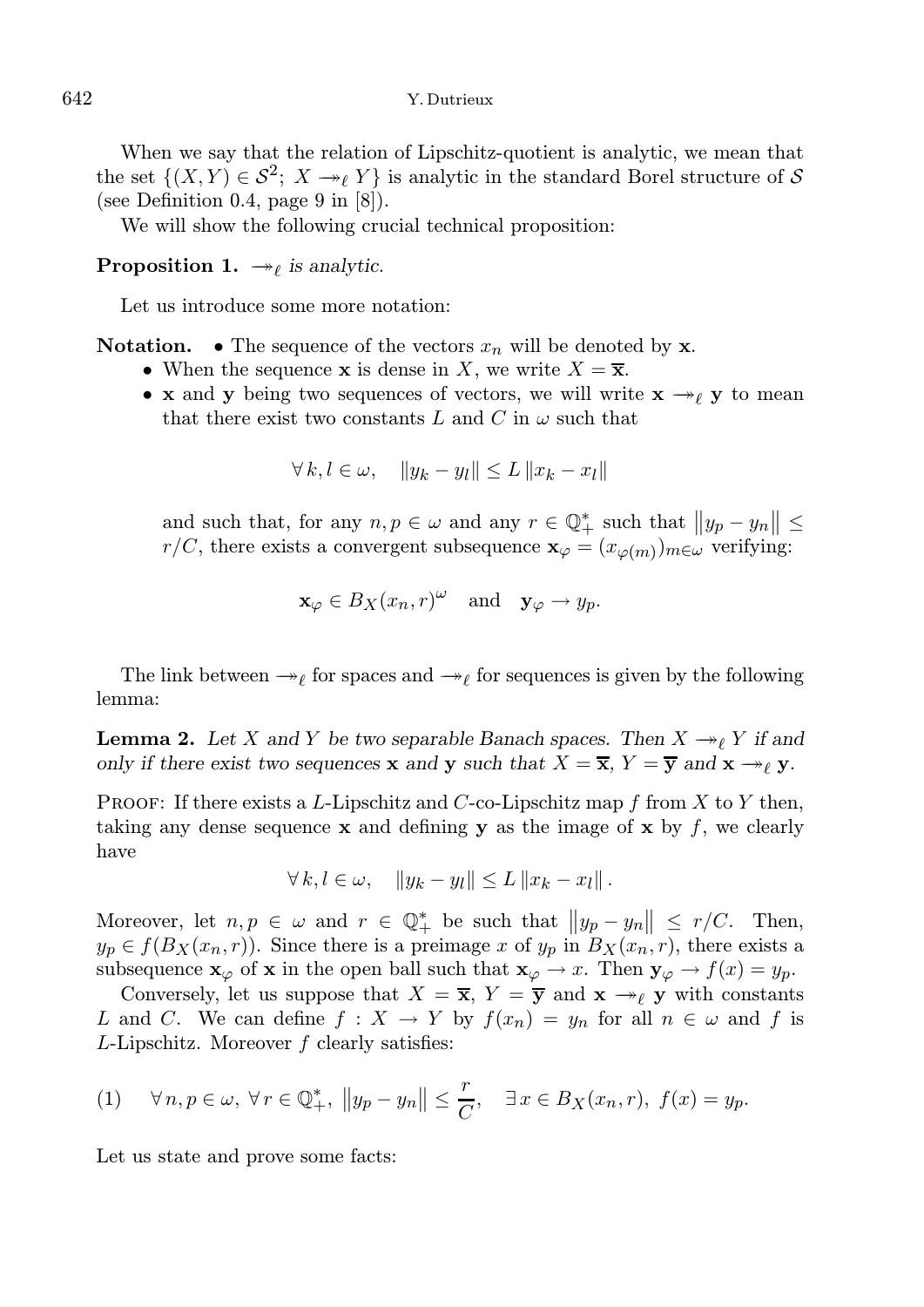When we say that the relation of Lipschitz-quotient is analytic, we mean that the set $\{(X,Y) \in \mathcal{S}^2;\ X \twoheadrightarrow_\ell Y\}$ is analytic in the standard Borel structure of $\mathcal{S}$ (see Definition 0.4, page 9 in [8]).

We will show the following crucial technical proposition:

**Proposition 1.** *$\twoheadrightarrow_\ell$ is analytic.*

Let us introduce some more notation:

**Notation.**
- The sequence of the vectors $x_n$ will be denoted by $\mathbf{x}$.
- When the sequence $\mathbf{x}$ is dense in $X$, we write $X = \overline{\mathbf{x}}$.
- $\mathbf{x}$ and $\mathbf{y}$ being two sequences of vectors, we will write $\mathbf{x} \twoheadrightarrow_\ell \mathbf{y}$ to mean that there exist two constants $L$ and $C$ in $\omega$ such that

$$\forall\, k,l \in \omega, \quad \|y_k - y_l\| \le L\, \|x_k - x_l\|$$

and such that, for any $n,p \in \omega$ and any $r \in \mathbb{Q}_+^*$ such that $\left\|y_p - y_n\right\| \le r/C$, there exists a convergent subsequence $\mathbf{x}_\varphi = (x_{\varphi(m)})_{m\in\omega}$ verifying:

$$\mathbf{x}_\varphi \in B_X(x_n, r)^\omega \quad \text{and} \quad \mathbf{y}_\varphi \to y_p.$$

The link between $\twoheadrightarrow_\ell$ for spaces and $\twoheadrightarrow_\ell$ for sequences is given by the following lemma:

**Lemma 2.** *Let $X$ and $Y$ be two separable Banach spaces. Then $X \twoheadrightarrow_\ell Y$ if and only if there exist two sequences $\mathbf{x}$ and $\mathbf{y}$ such that $X = \overline{\mathbf{x}}$, $Y = \overline{\mathbf{y}}$ and $\mathbf{x} \twoheadrightarrow_\ell \mathbf{y}$.*

Proof: If there exists a $L$-Lipschitz and $C$-co-Lipschitz map $f$ from $X$ to $Y$ then, taking any dense sequence $\mathbf{x}$ and defining $\mathbf{y}$ as the image of $\mathbf{x}$ by $f$, we clearly have

$$\forall\, k,l \in \omega, \quad \|y_k - y_l\| \le L\, \|x_k - x_l\|\,.$$

Moreover, let $n,p \in \omega$ and $r \in \mathbb{Q}_+^*$ be such that $\left\|y_p - y_n\right\| \le r/C$. Then, $y_p \in f(B_X(x_n,r))$. Since there is a preimage $x$ of $y_p$ in $B_X(x_n,r)$, there exists a subsequence $\mathbf{x}_\varphi$ of $\mathbf{x}$ in the open ball such that $\mathbf{x}_\varphi \to x$. Then $\mathbf{y}_\varphi \to f(x) = y_p$.

Conversely, let us suppose that $X = \overline{\mathbf{x}}$, $Y = \overline{\mathbf{y}}$ and $\mathbf{x} \twoheadrightarrow_\ell \mathbf{y}$ with constants $L$ and $C$. We can define $f : X \to Y$ by $f(x_n) = y_n$ for all $n \in \omega$ and $f$ is $L$-Lipschitz. Moreover $f$ clearly satisfies:

$$(1) \qquad \forall\, n,p \in \omega,\ \forall\, r \in \mathbb{Q}_+^*,\ \left\|y_p - y_n\right\| \le \frac{r}{C}, \quad \exists\, x \in B_X(x_n,r),\ f(x) = y_p.$$

Let us state and prove some facts: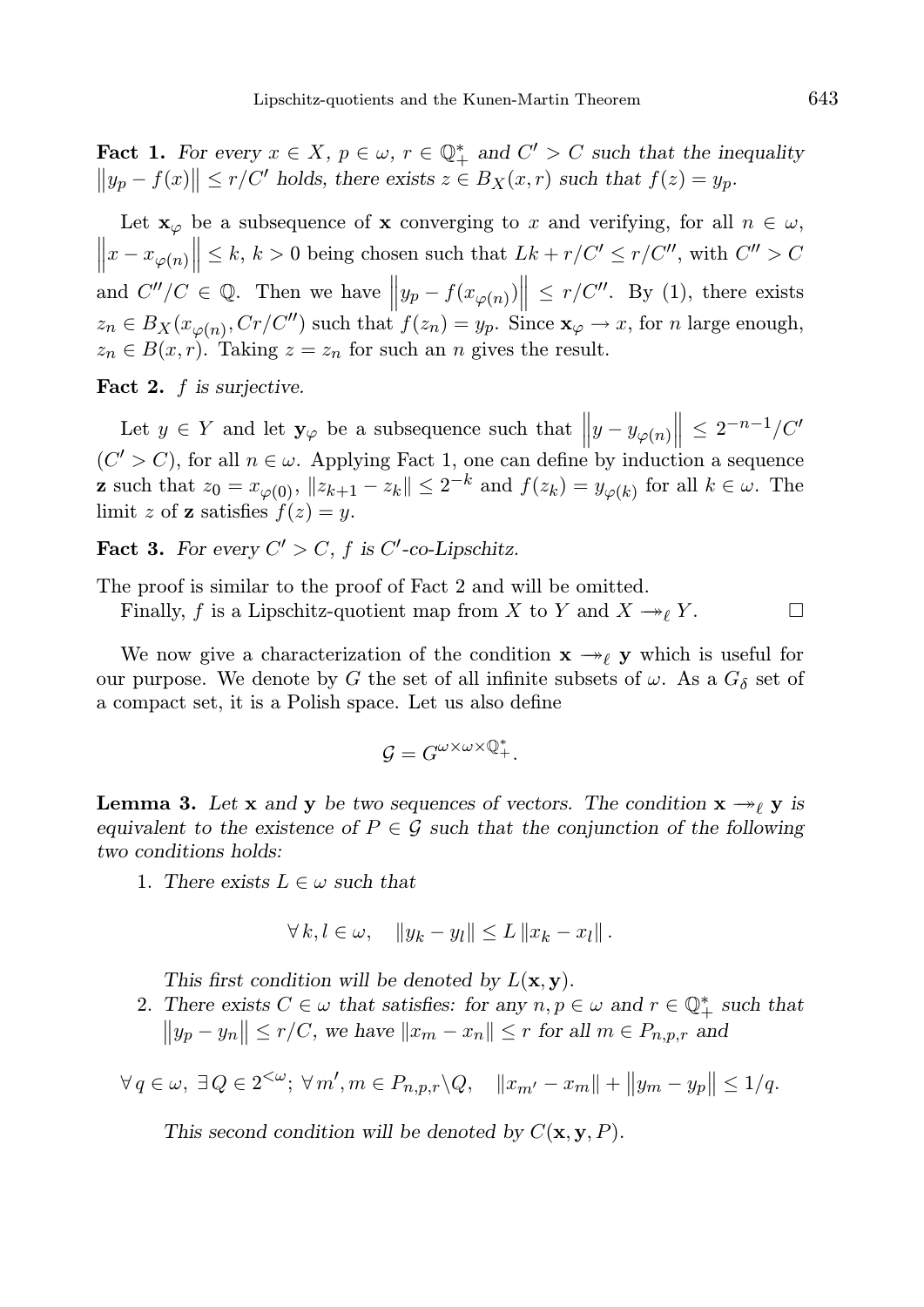**Fact 1.** *For every $x \in X$, $p \in \omega$, $r \in \mathbb{Q}_+^*$ and $C' > C$ such that the inequality $\left\|y_p - f(x)\right\| \leq r/C'$ holds, there exists $z \in B_X(x, r)$ such that $f(z) = y_p$.*

Let $\mathbf{x}_\varphi$ be a subsequence of $\mathbf{x}$ converging to $x$ and verifying, for all $n \in \omega$, $\left\|x - x_{\varphi(n)}\right\| \leq k$, $k > 0$ being chosen such that $Lk + r/C' \leq r/C''$, with $C'' > C$ and $C''/C \in \mathbb{Q}$. Then we have $\left\|y_p - f(x_{\varphi(n)})\right\| \leq r/C''$. By (1), there exists $z_n \in B_X(x_{\varphi(n)}, Cr/C'')$ such that $f(z_n) = y_p$. Since $\mathbf{x}_\varphi \to x$, for $n$ large enough, $z_n \in B(x, r)$. Taking $z = z_n$ for such an $n$ gives the result.

**Fact 2.** *$f$ is surjective.*

Let $y \in Y$ and let $\mathbf{y}_\varphi$ be a subsequence such that $\left\|y - y_{\varphi(n)}\right\| \leq 2^{-n-1}/C'$ $(C' > C)$, for all $n \in \omega$. Applying Fact 1, one can define by induction a sequence $\mathbf{z}$ such that $z_0 = x_{\varphi(0)}$, $\|z_{k+1} - z_k\| \leq 2^{-k}$ and $f(z_k) = y_{\varphi(k)}$ for all $k \in \omega$. The limit $z$ of $\mathbf{z}$ satisfies $f(z) = y$.

**Fact 3.** *For every $C' > C$, $f$ is $C'$-co-Lipschitz.*

The proof is similar to the proof of Fact 2 and will be omitted.

Finally, $f$ is a Lipschitz-quotient map from $X$ to $Y$ and $X \twoheadrightarrow_\ell Y$. $\square$

We now give a characterization of the condition $\mathbf{x} \twoheadrightarrow_\ell \mathbf{y}$ which is useful for our purpose. We denote by $G$ the set of all infinite subsets of $\omega$. As a $G_\delta$ set of a compact set, it is a Polish space. Let us also define

$$\mathcal{G} = G^{\omega \times \omega \times \mathbb{Q}_+^*}.$$

**Lemma 3.** *Let $\mathbf{x}$ and $\mathbf{y}$ be two sequences of vectors. The condition $\mathbf{x} \twoheadrightarrow_\ell \mathbf{y}$ is equivalent to the existence of $P \in \mathcal{G}$ such that the conjunction of the following two conditions holds:*

1. *There exists $L \in \omega$ such that*

$$\forall\, k, l \in \omega, \quad \|y_k - y_l\| \leq L \|x_k - x_l\|.$$

*This first condition will be denoted by $L(\mathbf{x}, \mathbf{y})$.*

2. *There exists $C \in \omega$ that satisfies: for any $n, p \in \omega$ and $r \in \mathbb{Q}_+^*$ such that $\left\|y_p - y_n\right\| \leq r/C$, we have $\|x_m - x_n\| \leq r$ for all $m \in P_{n,p,r}$ and*

$$\forall\, q \in \omega,\ \exists\, Q \in 2^{<\omega};\ \forall\, m', m \in P_{n,p,r} \backslash Q, \quad \|x_{m'} - x_m\| + \left\|y_m - y_p\right\| \leq 1/q.$$

*This second condition will be denoted by $C(\mathbf{x}, \mathbf{y}, P)$.*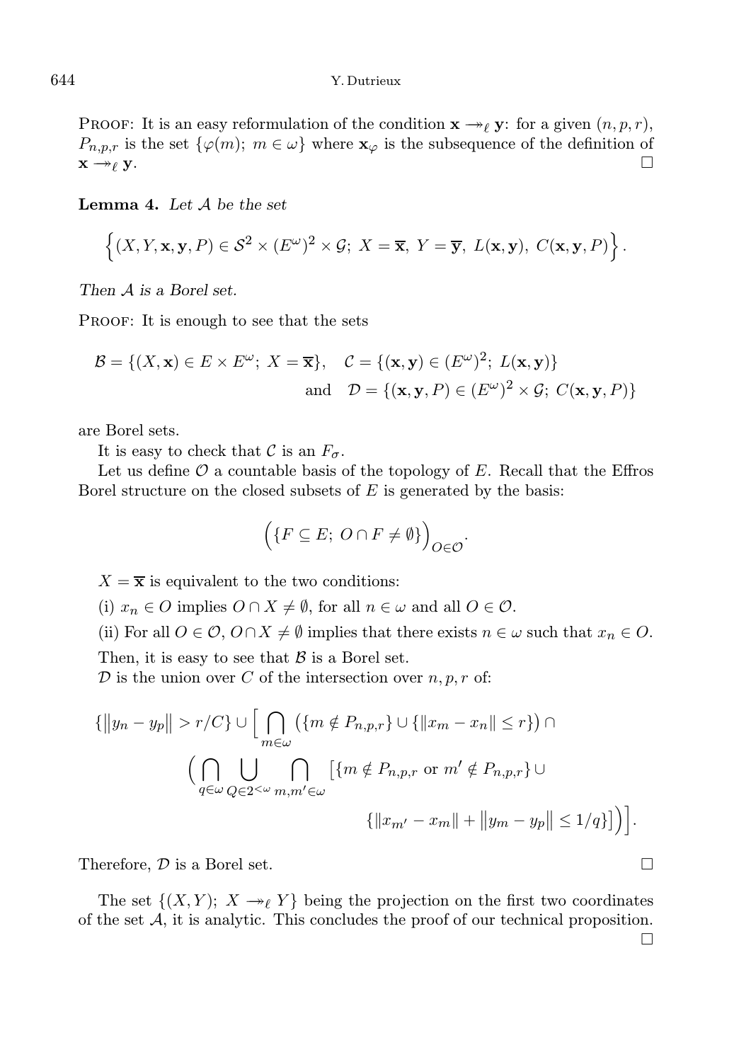PROOF: It is an easy reformulation of the condition $\mathbf{x} \twoheadrightarrow_\ell \mathbf{y}$: for a given $(n,p,r)$, $P_{n,p,r}$ is the set $\{\varphi(m);\ m \in \omega\}$ where $\mathbf{x}_\varphi$ is the subsequence of the definition of $\mathbf{x} \twoheadrightarrow_\ell \mathbf{y}$. $\square$

**Lemma 4.** *Let $\mathcal{A}$ be the set*

$$\Big\{(X, Y, \mathbf{x}, \mathbf{y}, P) \in \mathcal{S}^2 \times (E^\omega)^2 \times \mathcal{G};\ X = \overline{\mathbf{x}},\ Y = \overline{\mathbf{y}},\ L(\mathbf{x},\mathbf{y}),\ C(\mathbf{x},\mathbf{y},P)\Big\}.$$

*Then $\mathcal{A}$ is a Borel set.*

PROOF: It is enough to see that the sets

$$\mathcal{B} = \{(X,\mathbf{x}) \in E \times E^\omega;\ X = \overline{\mathbf{x}}\},\quad \mathcal{C} = \{(\mathbf{x},\mathbf{y}) \in (E^\omega)^2;\ L(\mathbf{x},\mathbf{y})\}$$
$$\text{and}\quad \mathcal{D} = \{(\mathbf{x},\mathbf{y},P) \in (E^\omega)^2 \times \mathcal{G};\ C(\mathbf{x},\mathbf{y},P)\}$$

are Borel sets.

It is easy to check that $\mathcal{C}$ is an $F_\sigma$.

Let us define $\mathcal{O}$ a countable basis of the topology of $E$. Recall that the Effros Borel structure on the closed subsets of $E$ is generated by the basis:

$$\Big(\{F \subseteq E;\ O \cap F \neq \emptyset\}\Big)_{O \in \mathcal{O}}.$$

$X = \overline{\mathbf{x}}$ is equivalent to the two conditions:

(i) $x_n \in O$ implies $O \cap X \neq \emptyset$, for all $n \in \omega$ and all $O \in \mathcal{O}$.

(ii) For all $O \in \mathcal{O}$, $O \cap X \neq \emptyset$ implies that there exists $n \in \omega$ such that $x_n \in O$.

Then, it is easy to see that $\mathcal{B}$ is a Borel set.

$\mathcal{D}$ is the union over $C$ of the intersection over $n,p,r$ of:

$$\{\|y_n - y_p\| > r/C\} \cup \Big[\bigcap_{m \in \omega}\big(\{m \notin P_{n,p,r}\} \cup \{\|x_m - x_n\| \le r\}\big) \cap$$
$$\Big(\bigcap_{q \in \omega}\bigcup_{Q \in 2^{<\omega}}\bigcap_{m,m' \in \omega}\big[\{m \notin P_{n,p,r} \text{ or } m' \notin P_{n,p,r}\} \cup$$
$$\{\|x_{m'} - x_m\| + \|y_m - y_p\| \le 1/q\}\big]\Big)\Big].$$

Therefore, $\mathcal{D}$ is a Borel set. $\square$

The set $\{(X,Y);\ X \twoheadrightarrow_\ell Y\}$ being the projection on the first two coordinates of the set $\mathcal{A}$, it is analytic. This concludes the proof of our technical proposition. $\square$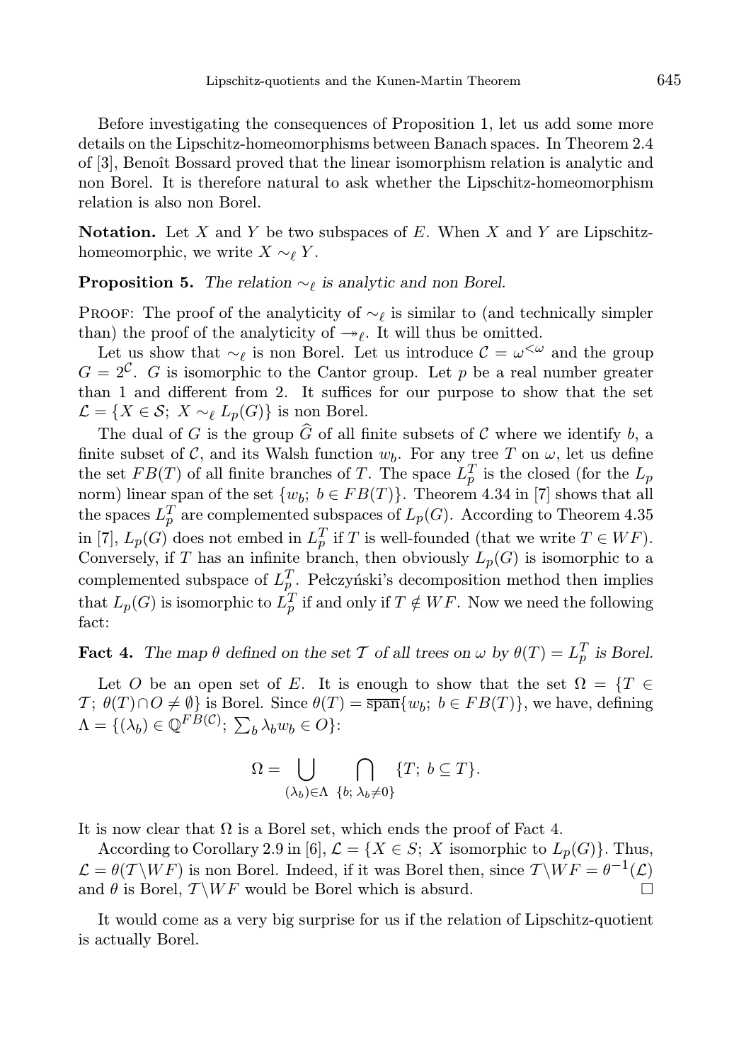Before investigating the consequences of Proposition 1, let us add some more details on the Lipschitz-homeomorphisms between Banach spaces. In Theorem 2.4 of [3], Benoît Bossard proved that the linear isomorphism relation is analytic and non Borel. It is therefore natural to ask whether the Lipschitz-homeomorphism relation is also non Borel.

**Notation.** Let $X$ and $Y$ be two subspaces of $E$. When $X$ and $Y$ are Lipschitz-homeomorphic, we write $X \sim_\ell Y$.

**Proposition 5.** *The relation $\sim_\ell$ is analytic and non Borel.*

Proof: The proof of the analyticity of $\sim_\ell$ is similar to (and technically simpler than) the proof of the analyticity of $\twoheadrightarrow_\ell$. It will thus be omitted.

Let us show that $\sim_\ell$ is non Borel. Let us introduce $\mathcal{C} = \omega^{<\omega}$ and the group $G = 2^{\mathcal{C}}$. $G$ is isomorphic to the Cantor group. Let $p$ be a real number greater than 1 and different from 2. It suffices for our purpose to show that the set $\mathcal{L} = \{X \in \mathcal{S};\ X \sim_\ell L_p(G)\}$ is non Borel.

The dual of $G$ is the group $\widehat{G}$ of all finite subsets of $\mathcal{C}$ where we identify $b$, a finite subset of $\mathcal{C}$, and its Walsh function $w_b$. For any tree $T$ on $\omega$, let us define the set $FB(T)$ of all finite branches of $T$. The space $L_p^T$ is the closed (for the $L_p$ norm) linear span of the set $\{w_b;\ b \in FB(T)\}$. Theorem 4.34 in [7] shows that all the spaces $L_p^T$ are complemented subspaces of $L_p(G)$. According to Theorem 4.35 in [7], $L_p(G)$ does not embed in $L_p^T$ if $T$ is well-founded (that we write $T \in WF$). Conversely, if $T$ has an infinite branch, then obviously $L_p(G)$ is isomorphic to a complemented subspace of $L_p^T$. Pełczyński's decomposition method then implies that $L_p(G)$ is isomorphic to $L_p^T$ if and only if $T \notin WF$. Now we need the following fact:

**Fact 4.** *The map $\theta$ defined on the set $\mathcal{T}$ of all trees on $\omega$ by $\theta(T) = L_p^T$ is Borel.*

Let $O$ be an open set of $E$. It is enough to show that the set $\Omega = \{T \in \mathcal{T};\ \theta(T) \cap O \neq \emptyset\}$ is Borel. Since $\theta(T) = \overline{\text{span}}\{w_b;\ b \in FB(T)\}$, we have, defining $\Lambda = \{(\lambda_b) \in \mathbb{Q}^{FB(\mathcal{C})};\ \sum_b \lambda_b w_b \in O\}$:

$$\Omega = \bigcup_{(\lambda_b) \in \Lambda} \ \bigcap_{\{b;\ \lambda_b \neq 0\}} \{T;\ b \subseteq T\}.$$

It is now clear that $\Omega$ is a Borel set, which ends the proof of Fact 4.

According to Corollary 2.9 in [6], $\mathcal{L} = \{X \in S;\ X \text{ isomorphic to } L_p(G)\}$. Thus, $\mathcal{L} = \theta(\mathcal{T} \backslash WF)$ is non Borel. Indeed, if it was Borel then, since $\mathcal{T} \backslash WF = \theta^{-1}(\mathcal{L})$ and $\theta$ is Borel, $\mathcal{T} \backslash WF$ would be Borel which is absurd. □

It would come as a very big surprise for us if the relation of Lipschitz-quotient is actually Borel.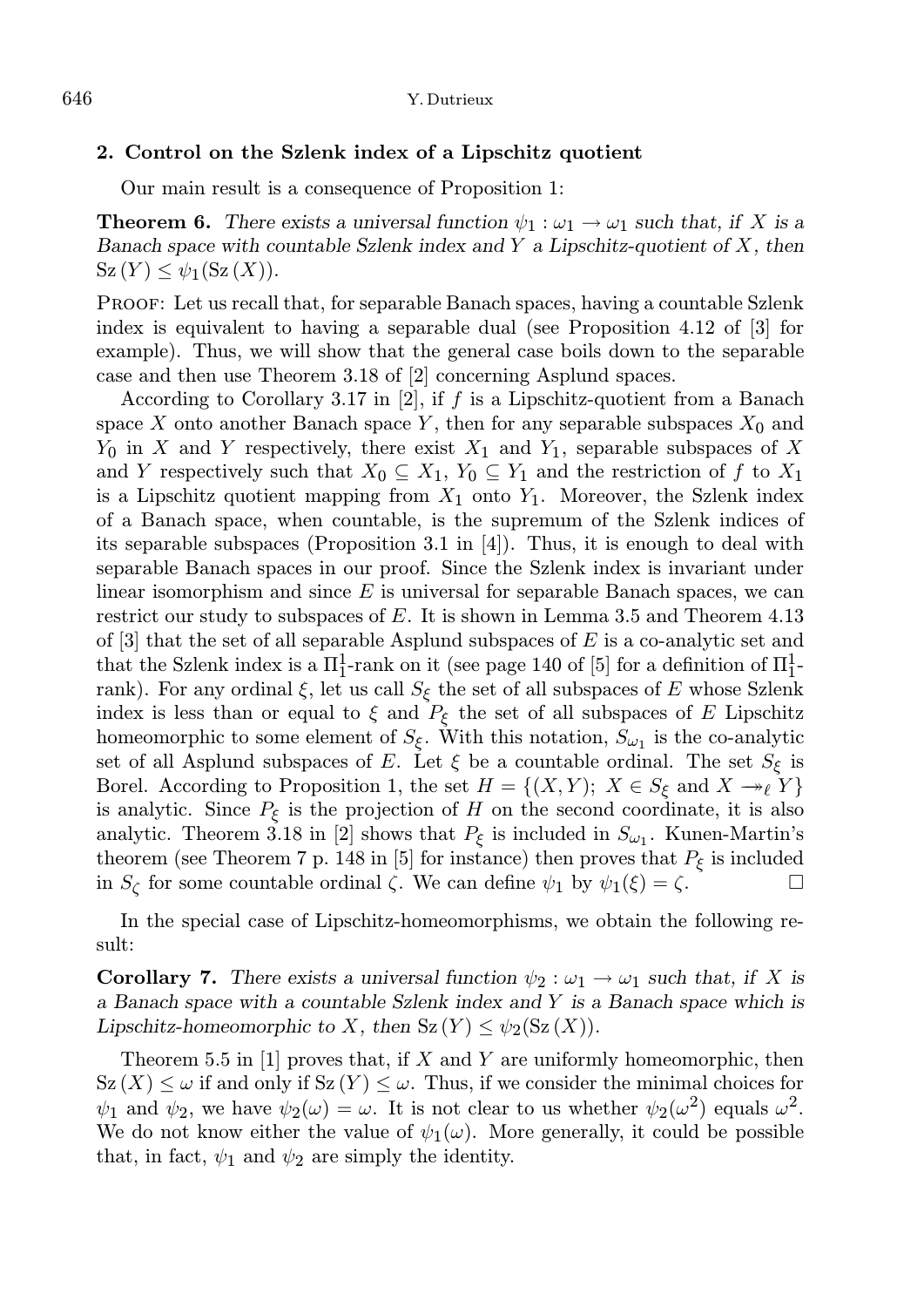## 2. Control on the Szlenk index of a Lipschitz quotient

Our main result is a consequence of Proposition 1:

**Theorem 6.** *There exists a universal function $\psi_1 : \omega_1 \to \omega_1$ such that, if $X$ is a Banach space with countable Szlenk index and $Y$ a Lipschitz-quotient of $X$, then $\mathrm{Sz}(Y) \leq \psi_1(\mathrm{Sz}(X))$.*

Proof: Let us recall that, for separable Banach spaces, having a countable Szlenk index is equivalent to having a separable dual (see Proposition 4.12 of [3] for example). Thus, we will show that the general case boils down to the separable case and then use Theorem 3.18 of [2] concerning Asplund spaces.

According to Corollary 3.17 in [2], if $f$ is a Lipschitz-quotient from a Banach space $X$ onto another Banach space $Y$, then for any separable subspaces $X_0$ and $Y_0$ in $X$ and $Y$ respectively, there exist $X_1$ and $Y_1$, separable subspaces of $X$ and $Y$ respectively such that $X_0 \subseteq X_1$, $Y_0 \subseteq Y_1$ and the restriction of $f$ to $X_1$ is a Lipschitz quotient mapping from $X_1$ onto $Y_1$. Moreover, the Szlenk index of a Banach space, when countable, is the supremum of the Szlenk indices of its separable subspaces (Proposition 3.1 in [4]). Thus, it is enough to deal with separable Banach spaces in our proof. Since the Szlenk index is invariant under linear isomorphism and since $E$ is universal for separable Banach spaces, we can restrict our study to subspaces of $E$. It is shown in Lemma 3.5 and Theorem 4.13 of [3] that the set of all separable Asplund subspaces of $E$ is a co-analytic set and that the Szlenk index is a $\Pi^1_1$-rank on it (see page 140 of [5] for a definition of $\Pi^1_1$-rank). For any ordinal $\xi$, let us call $S_\xi$ the set of all subspaces of $E$ whose Szlenk index is less than or equal to $\xi$ and $P_\xi$ the set of all subspaces of $E$ Lipschitz homeomorphic to some element of $S_\xi$. With this notation, $S_{\omega_1}$ is the co-analytic set of all Asplund subspaces of $E$. Let $\xi$ be a countable ordinal. The set $S_\xi$ is Borel. According to Proposition 1, the set $H = \{(X, Y);\ X \in S_\xi \text{ and } X \twoheadrightarrow_\ell Y\}$ is analytic. Since $P_\xi$ is the projection of $H$ on the second coordinate, it is also analytic. Theorem 3.18 in [2] shows that $P_\xi$ is included in $S_{\omega_1}$. Kunen-Martin's theorem (see Theorem 7 p. 148 in [5] for instance) then proves that $P_\xi$ is included in $S_\zeta$ for some countable ordinal $\zeta$. We can define $\psi_1$ by $\psi_1(\xi) = \zeta$. $\square$

In the special case of Lipschitz-homeomorphisms, we obtain the following result:

**Corollary 7.** *There exists a universal function $\psi_2 : \omega_1 \to \omega_1$ such that, if $X$ is a Banach space with a countable Szlenk index and $Y$ is a Banach space which is Lipschitz-homeomorphic to $X$, then $\mathrm{Sz}(Y) \leq \psi_2(\mathrm{Sz}(X))$.*

Theorem 5.5 in [1] proves that, if $X$ and $Y$ are uniformly homeomorphic, then $\mathrm{Sz}(X) \leq \omega$ if and only if $\mathrm{Sz}(Y) \leq \omega$. Thus, if we consider the minimal choices for $\psi_1$ and $\psi_2$, we have $\psi_2(\omega) = \omega$. It is not clear to us whether $\psi_2(\omega^2)$ equals $\omega^2$. We do not know either the value of $\psi_1(\omega)$. More generally, it could be possible that, in fact, $\psi_1$ and $\psi_2$ are simply the identity.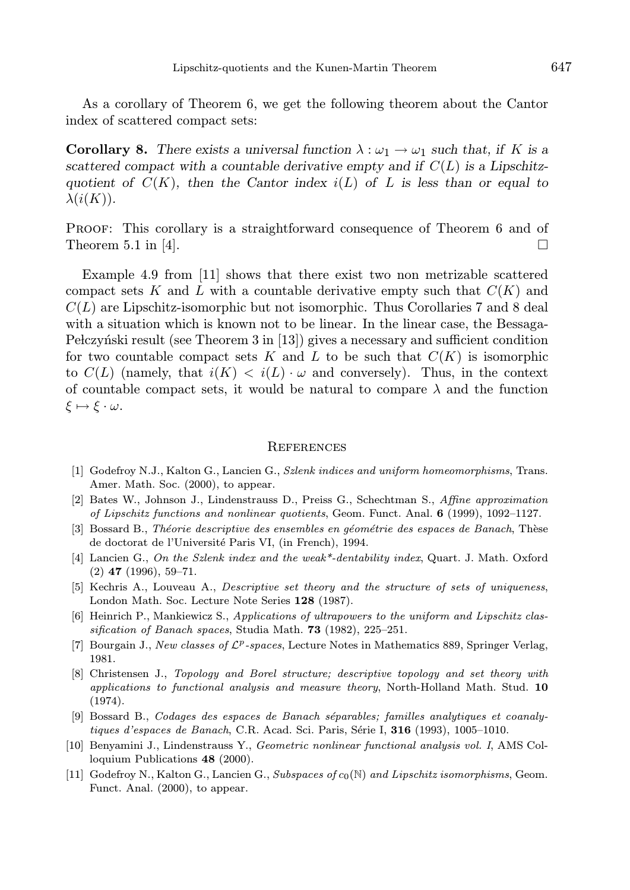As a corollary of Theorem 6, we get the following theorem about the Cantor index of scattered compact sets:

**Corollary 8.** *There exists a universal function $\lambda : \omega_1 \to \omega_1$ such that, if $K$ is a scattered compact with a countable derivative empty and if $C(L)$ is a Lipschitz-quotient of $C(K)$, then the Cantor index $i(L)$ of $L$ is less than or equal to $\lambda(i(K))$.*

Proof: This corollary is a straightforward consequence of Theorem 6 and of Theorem 5.1 in [4]. □

Example 4.9 from [11] shows that there exist two non metrizable scattered compact sets $K$ and $L$ with a countable derivative empty such that $C(K)$ and $C(L)$ are Lipschitz-isomorphic but not isomorphic. Thus Corollaries 7 and 8 deal with a situation which is known not to be linear. In the linear case, the Bessaga-Pełczyński result (see Theorem 3 in [13]) gives a necessary and sufficient condition for two countable compact sets $K$ and $L$ to be such that $C(K)$ is isomorphic to $C(L)$ (namely, that $i(K) < i(L) \cdot \omega$ and conversely). Thus, in the context of countable compact sets, it would be natural to compare $\lambda$ and the function $\xi \mapsto \xi \cdot \omega$.

## References

[1] Godefroy N.J., Kalton G., Lancien G., *Szlenk indices and uniform homeomorphisms*, Trans. Amer. Math. Soc. (2000), to appear.

[2] Bates W., Johnson J., Lindenstrauss D., Preiss G., Schechtman S., *Affine approximation of Lipschitz functions and nonlinear quotients*, Geom. Funct. Anal. **6** (1999), 1092–1127.

[3] Bossard B., *Théorie descriptive des ensembles en géométrie des espaces de Banach*, Thèse de doctorat de l'Université Paris VI, (in French), 1994.

[4] Lancien G., *On the Szlenk index and the weak\*-dentability index*, Quart. J. Math. Oxford (2) **47** (1996), 59–71.

[5] Kechris A., Louveau A., *Descriptive set theory and the structure of sets of uniqueness*, London Math. Soc. Lecture Note Series **128** (1987).

[6] Heinrich P., Mankiewicz S., *Applications of ultrapowers to the uniform and Lipschitz classification of Banach spaces*, Studia Math. **73** (1982), 225–251.

[7] Bourgain J., *New classes of $\mathcal{L}^p$-spaces*, Lecture Notes in Mathematics 889, Springer Verlag, 1981.

[8] Christensen J., *Topology and Borel structure; descriptive topology and set theory with applications to functional analysis and measure theory*, North-Holland Math. Stud. **10** (1974).

[9] Bossard B., *Codages des espaces de Banach séparables; familles analytiques et coanalytiques d'espaces de Banach*, C.R. Acad. Sci. Paris, Série I, **316** (1993), 1005–1010.

[10] Benyamini J., Lindenstrauss Y., *Geometric nonlinear functional analysis vol. I*, AMS Colloquium Publications **48** (2000).

[11] Godefroy N., Kalton G., Lancien G., *Subspaces of $c_0(\mathbb{N})$ and Lipschitz isomorphisms*, Geom. Funct. Anal. (2000), to appear.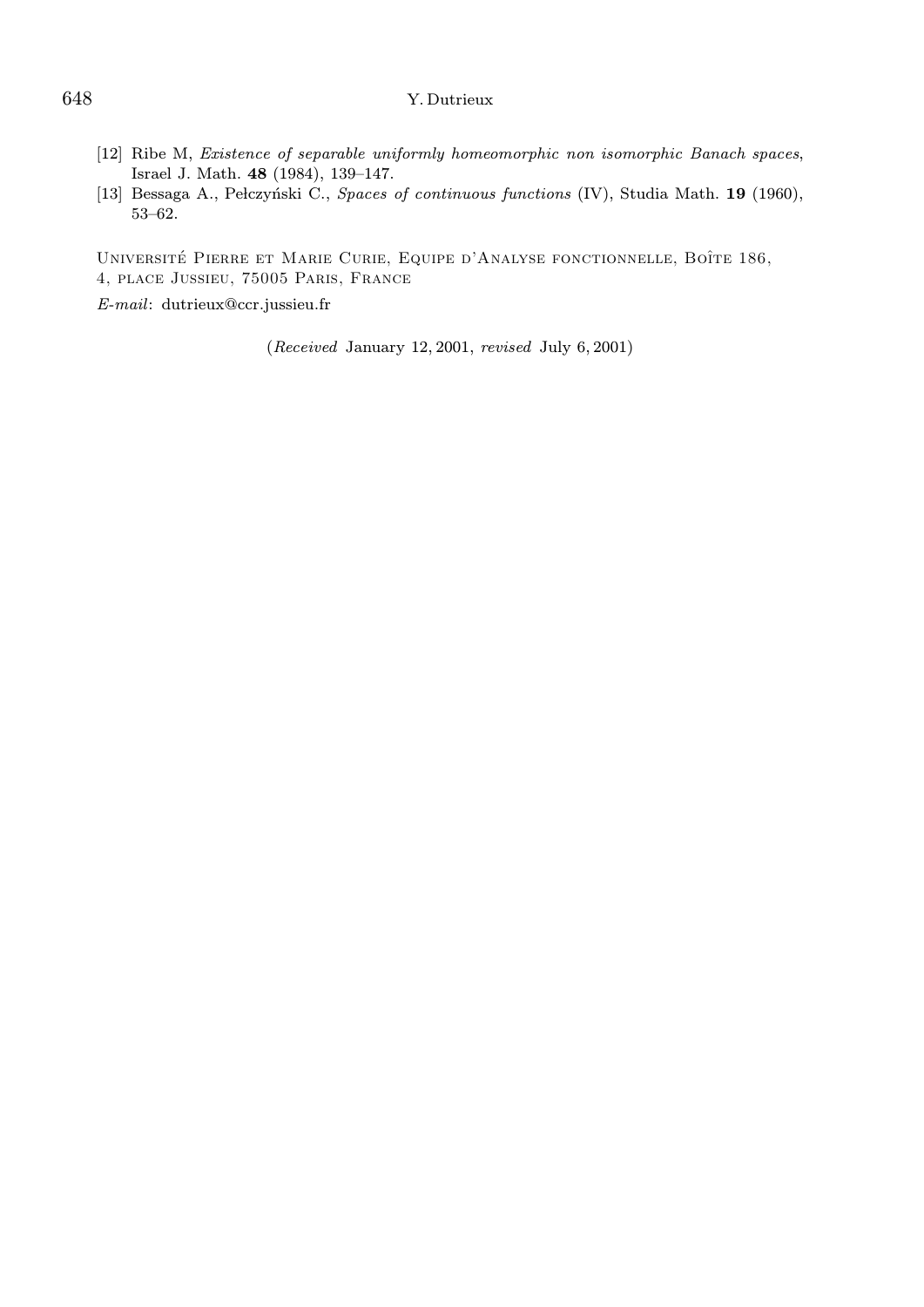[12] Ribe M, *Existence of separable uniformly homeomorphic non isomorphic Banach spaces*, Israel J. Math. **48** (1984), 139–147.

[13] Bessaga A., Pełczyński C., *Spaces of continuous functions* (IV), Studia Math. **19** (1960), 53–62.

Université Pierre et Marie Curie, Equipe d'Analyse fonctionnelle, Boîte 186, 4, place Jussieu, 75005 Paris, France

*E-mail*: dutrieux@ccr.jussieu.fr

(*Received* January 12, 2001, *revised* July 6, 2001)